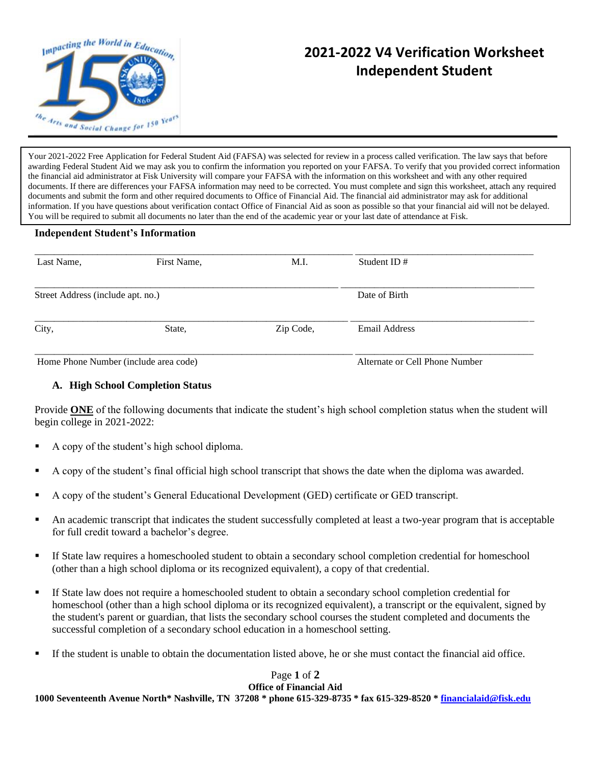# 2021-2022 V4 Verification Worksheet Independent Student

Your 2021-2022 Free Application for Federal Student Aid (FAFSA) was selected for review in a process called verification. The law says that before awarding Federal Student Aid we may ask you to confirm the information you reported on your FAFSA. To verify that you provided correct information the financial aid administrator at Fisk University will compare your FAFSA with the information on this worksheet and with any other required documents. If there are differences your FAFSA information may need to be corrected. You must complete and sign this worksheet, attach any required documents and submit the form and other required documents to Office of Financial Aid. The financial aid administrator may ask for additional information. If you have questions about verification contact Office of Financial Aid as soon as possible so that your financial aid will not be delayed. You will be required to submit all documents no later than the end of the academic year or your last date of attendance at Fisk.

**Independent Student's Information**

_______________________________________________ ____________________________

Last Name, First Name, M.I. Student ID #

_______________________________________________ ____________________________

Street Address (include apt. no.) Date of Birth

_______________________________________________ ____________________________

City, State, Zip Code, Email Address

_______________________________________________ ____________________________

Home Phone Number (include area code) Alternate or Cell Phone Number

**A. High School Completion Status**

Provide **ONE** of the following documents that indicate the student's high school completion status when the student will begin college in 2021-2022:

- A copy of the student's high school diploma.
- A copy of the student's final official high school transcript that shows the date when the diploma was awarded.
- A copy of the student's General Educational Development (GED) certificate or GED transcript.
- An academic transcript that indicates the student successfully completed at least a two-year program that is acceptable for full credit toward a bachelor's degree.
- If State law requires a homeschooled student to obtain a secondary school completion credential for homeschool (other than a high school diploma or its recognized equivalent), a copy of that credential.
- If State law does not require a homeschooled student to obtain a secondary school completion credential for homeschool (other than a high school diploma or its recognized equivalent), a transcript or the equivalent, signed by the student's parent or guardian, that lists the secondary school courses the student completed and documents the successful completion of a secondary school education in a homeschool setting.
- If the student is unable to obtain the documentation listed above, he or she must contact the financial aid office.

**Office of Financial Aid**
**1000 Seventeenth Avenue North* Nashville, TN 37208 * phone 615-329-8735 * fax 615-329-8520 * financialaid@fisk.edu**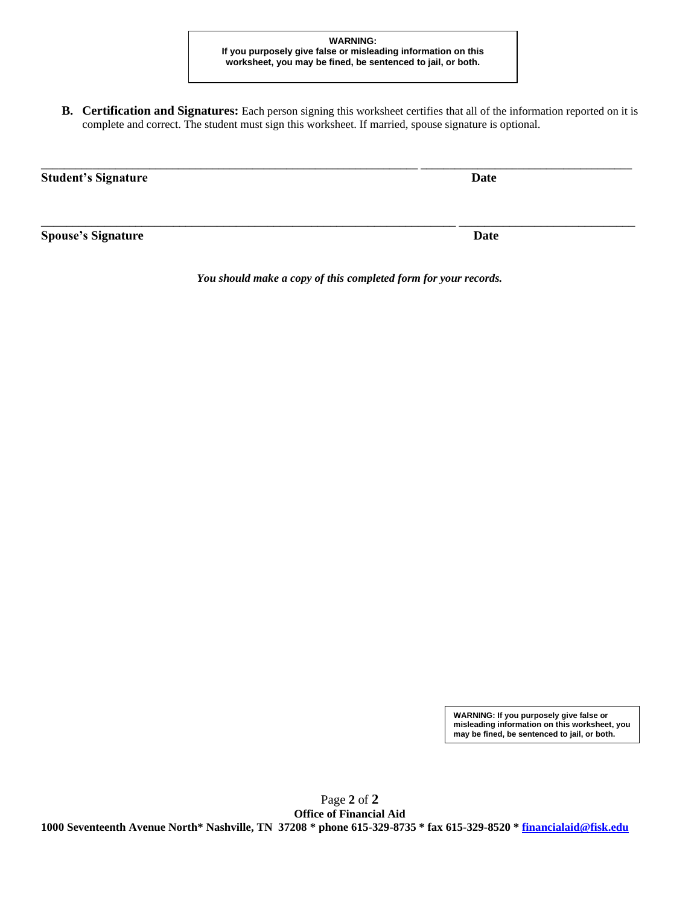**WARNING:**
**If you purposely give false or misleading information on this worksheet, you may be fined, be sentenced to jail, or both.**

**B. Certification and Signatures:** Each person signing this worksheet certifies that all of the information reported on it is complete and correct. The student must sign this worksheet. If married, spouse signature is optional.

\_\_\_\_\_\_\_\_\_\_\_\_\_\_\_\_\_\_\_\_\_\_\_\_\_\_\_\_\_\_\_\_\_\_\_\_\_\_\_\_\_\_\_\_\_\_\_\_\_\_\_\_\_\_\_\_\_\_\_\_\_\_ \_\_\_\_\_\_\_\_\_\_\_\_\_\_\_\_\_\_\_\_\_\_\_\_\_\_\_\_\_\_\_\_\_\_\_\_

**Student's Signature** **Date**

\_\_\_\_\_\_\_\_\_\_\_\_\_\_\_\_\_\_\_\_\_\_\_\_\_\_\_\_\_\_\_\_\_\_\_\_\_\_\_\_\_\_\_\_\_\_\_\_\_\_\_\_\_\_\_\_\_\_\_\_\_\_ \_\_\_\_\_\_\_\_\_\_\_\_\_\_\_\_\_\_\_\_\_\_\_\_\_\_\_\_\_\_\_\_\_\_\_\_

**Spouse's Signature** **Date**

***You should make a copy of this completed form for your records.***

**WARNING: If you purposely give false or misleading information on this worksheet, you may be fined, be sentenced to jail, or both.**

**Office of Financial Aid**
**1000 Seventeenth Avenue North* Nashville, TN 37208 * phone 615-329-8735 * fax 615-329-8520 * financialaid@fisk.edu**